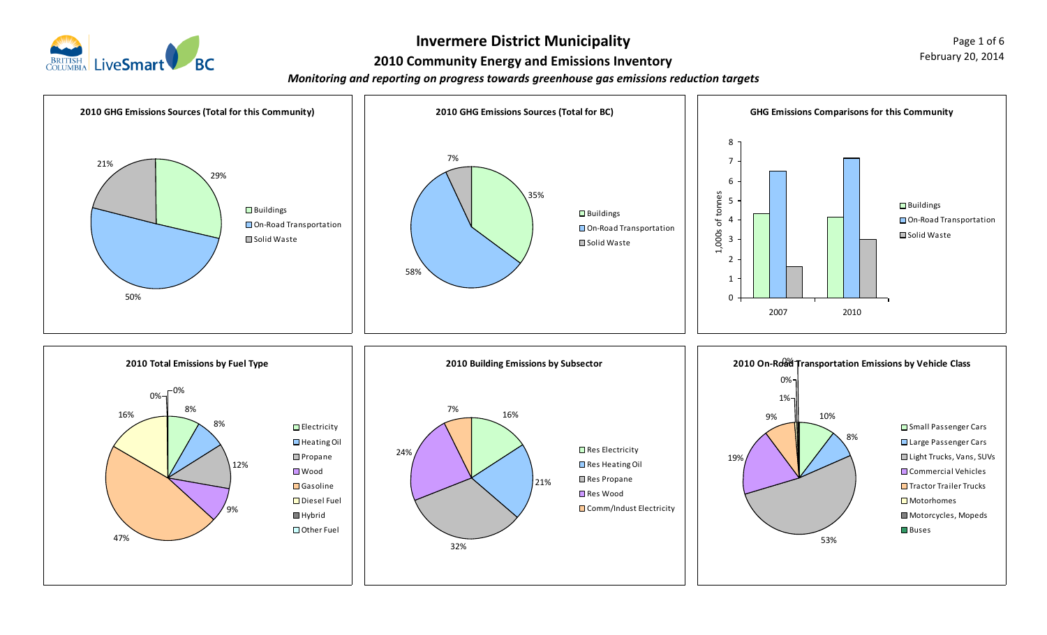# Invermere District Municipality

## 2010 Community Energy and Emissions Inventory

***Monitoring and reporting on progress towards greenhouse gas emissions reduction targets***

February 20, 2014

### 2010 GHG Emissions Sources (Total for this Community)

| Source | Share |
|---|---|
| Buildings | 29% |
| On-Road Transportation | 50% |
| Solid Waste | 21% |

### 2010 GHG Emissions Sources (Total for BC)

| Source | Share |
|---|---|
| Buildings | 35% |
| On-Road Transportation | 58% |
| Solid Waste | 7% |

### GHG Emissions Comparisons for this Community

1,000s of tonnes

| Year | Buildings | On-Road Transportation | Solid Waste |
|---|---|---|---|
| 2007 | ~4.3 | ~6.5 | ~1.6 |
| 2010 | ~4.2 | ~7.2 | ~3.0 |

### 2010 Total Emissions by Fuel Type

| Fuel Type | Share |
|---|---|
| Electricity | 8% |
| Heating Oil | 8% |
| Propane | 12% |
| Wood | 9% |
| Gasoline | 47% |
| Diesel Fuel | 16% |
| Hybrid | 0% |
| Other Fuel | 0% |

### 2010 Building Emissions by Subsector

| Subsector | Share |
|---|---|
| Res Electricity | 16% |
| Res Heating Oil | 21% |
| Res Propane | 32% |
| Res Wood | 24% |
| Comm/Indust Electricity | 7% |

### 2010 On-Road Transportation Emissions by Vehicle Class

| Vehicle Class | Share |
|---|---|
| Small Passenger Cars | 10% |
| Large Passenger Cars | 8% |
| Light Trucks, Vans, SUVs | 53% |
| Commercial Vehicles | 19% |
| Tractor Trailer Trucks | 9% |
| Motorhomes | 1% |
| Motorcycles, Mopeds | 0% |
| Buses | 0% |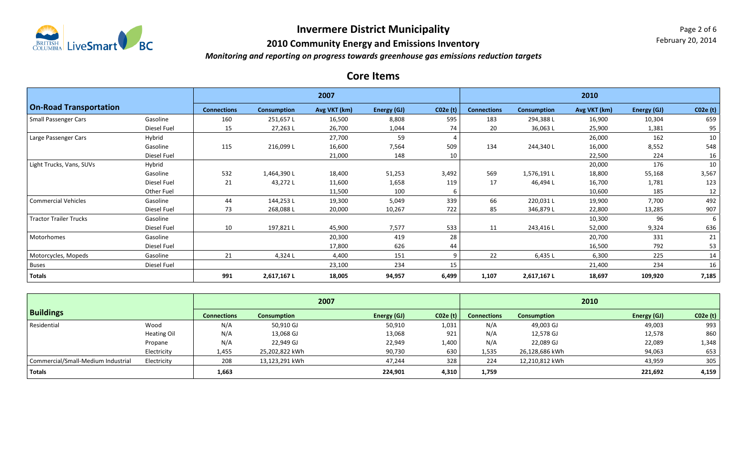# Invermere District Municipality

## 2010 Community Energy and Emissions Inventory

*Monitoring and reporting on progress towards greenhouse gas emissions reduction targets*

February 20, 2014

## Core Items

| On-Road Transportation | | 2007 | | | | | 2010 | | | | |
|---|---|---|---|---|---|---|---|---|---|---|---|
| | | Connections | Consumption | Avg VKT (km) | Energy (GJ) | C02e (t) | Connections | Consumption | Avg VKT (km) | Energy (GJ) | C02e (t) |
| Small Passenger Cars | Gasoline | 160 | 251,657 L | 16,500 | 8,808 | 595 | 183 | 294,388 L | 16,900 | 10,304 | 659 |
| | Diesel Fuel | 15 | 27,263 L | 26,700 | 1,044 | 74 | 20 | 36,063 L | 25,900 | 1,381 | 95 |
| Large Passenger Cars | Hybrid | | | 27,700 | 59 | 4 | | | 26,000 | 162 | 10 |
| | Gasoline | 115 | 216,099 L | 16,600 | 7,564 | 509 | 134 | 244,340 L | 16,000 | 8,552 | 548 |
| | Diesel Fuel | | | 21,000 | 148 | 10 | | | 22,500 | 224 | 16 |
| Light Trucks, Vans, SUVs | Hybrid | | | | | | | | 20,000 | 176 | 10 |
| | Gasoline | 532 | 1,464,390 L | 18,400 | 51,253 | 3,492 | 569 | 1,576,191 L | 18,800 | 55,168 | 3,567 |
| | Diesel Fuel | 21 | 43,272 L | 11,600 | 1,658 | 119 | 17 | 46,494 L | 16,700 | 1,781 | 123 |
| | Other Fuel | | | 11,500 | 100 | 6 | | | 10,600 | 185 | 12 |
| Commercial Vehicles | Gasoline | 44 | 144,253 L | 19,300 | 5,049 | 339 | 66 | 220,031 L | 19,900 | 7,700 | 492 |
| | Diesel Fuel | 73 | 268,088 L | 20,000 | 10,267 | 722 | 85 | 346,879 L | 22,800 | 13,285 | 907 |
| Tractor Trailer Trucks | Gasoline | | | | | | | | 10,300 | 96 | 6 |
| | Diesel Fuel | 10 | 197,821 L | 45,900 | 7,577 | 533 | 11 | 243,416 L | 52,000 | 9,324 | 636 |
| Motorhomes | Gasoline | | | 20,300 | 419 | 28 | | | 20,700 | 331 | 21 |
| | Diesel Fuel | | | 17,800 | 626 | 44 | | | 16,500 | 792 | 53 |
| Motorcycles, Mopeds | Gasoline | 21 | 4,324 L | 4,400 | 151 | 9 | 22 | 6,435 L | 6,300 | 225 | 14 |
| Buses | Diesel Fuel | | | 23,100 | 234 | 15 | | | 21,400 | 234 | 16 |
| **Totals** | | **991** | **2,617,167 L** | **18,005** | **94,957** | **6,499** | **1,107** | **2,617,167 L** | **18,697** | **109,920** | **7,185** |

| Buildings | | 2007 | | | | 2010 | | | |
|---|---|---|---|---|---|---|---|---|---|
| | | Connections | Consumption | Energy (GJ) | C02e (t) | Connections | Consumption | Energy (GJ) | C02e (t) |
| Residential | Wood | N/A | 50,910 GJ | 50,910 | 1,031 | N/A | 49,003 GJ | 49,003 | 993 |
| | Heating Oil | N/A | 13,068 GJ | 13,068 | 921 | N/A | 12,578 GJ | 12,578 | 860 |
| | Propane | N/A | 22,949 GJ | 22,949 | 1,400 | N/A | 22,089 GJ | 22,089 | 1,348 |
| | Electricity | 1,455 | 25,202,822 kWh | 90,730 | 630 | 1,535 | 26,128,686 kWh | 94,063 | 653 |
| Commercial/Small-Medium Industrial | Electricity | 208 | 13,123,291 kWh | 47,244 | 328 | 224 | 12,210,812 kWh | 43,959 | 305 |
| **Totals** | | **1,663** | | **224,901** | **4,310** | **1,759** | | **221,692** | **4,159** |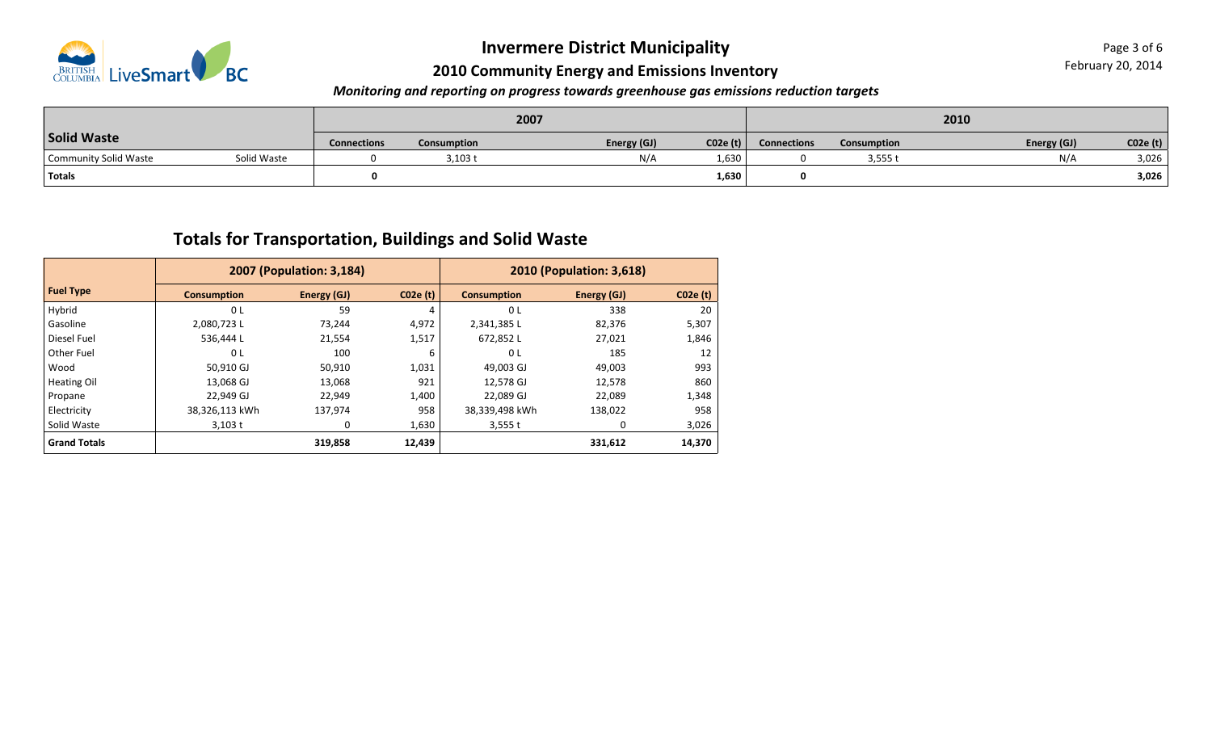# Invermere District Municipality

## 2010 Community Energy and Emissions Inventory

***Monitoring and reporting on progress towards greenhouse gas emissions reduction targets***

| Solid Waste | | 2007 | | | | 2010 | | | |
|---|---|---|---|---|---|---|---|---|---|
| | | Connections | Consumption | Energy (GJ) | C02e (t) | Connections | Consumption | Energy (GJ) | C02e (t) |
| Community Solid Waste | Solid Waste | 0 | 3,103 t | N/A | 1,630 | 0 | 3,555 t | N/A | 3,026 |
| **Totals** | | **0** | | | **1,630** | **0** | | | **3,026** |

## Totals for Transportation, Buildings and Solid Waste

| Fuel Type | 2007 (Population: 3,184) | | | 2010 (Population: 3,618) | | |
|---|---|---|---|---|---|---|
| | Consumption | Energy (GJ) | C02e (t) | Consumption | Energy (GJ) | C02e (t) |
| Hybrid | 0 L | 59 | 4 | 0 L | 338 | 20 |
| Gasoline | 2,080,723 L | 73,244 | 4,972 | 2,341,385 L | 82,376 | 5,307 |
| Diesel Fuel | 536,444 L | 21,554 | 1,517 | 672,852 L | 27,021 | 1,846 |
| Other Fuel | 0 L | 100 | 6 | 0 L | 185 | 12 |
| Wood | 50,910 GJ | 50,910 | 1,031 | 49,003 GJ | 49,003 | 993 |
| Heating Oil | 13,068 GJ | 13,068 | 921 | 12,578 GJ | 12,578 | 860 |
| Propane | 22,949 GJ | 22,949 | 1,400 | 22,089 GJ | 22,089 | 1,348 |
| Electricity | 38,326,113 kWh | 137,974 | 958 | 38,339,498 kWh | 138,022 | 958 |
| Solid Waste | 3,103 t | 0 | 1,630 | 3,555 t | 0 | 3,026 |
| **Grand Totals** | | **319,858** | **12,439** | | **331,612** | **14,370** |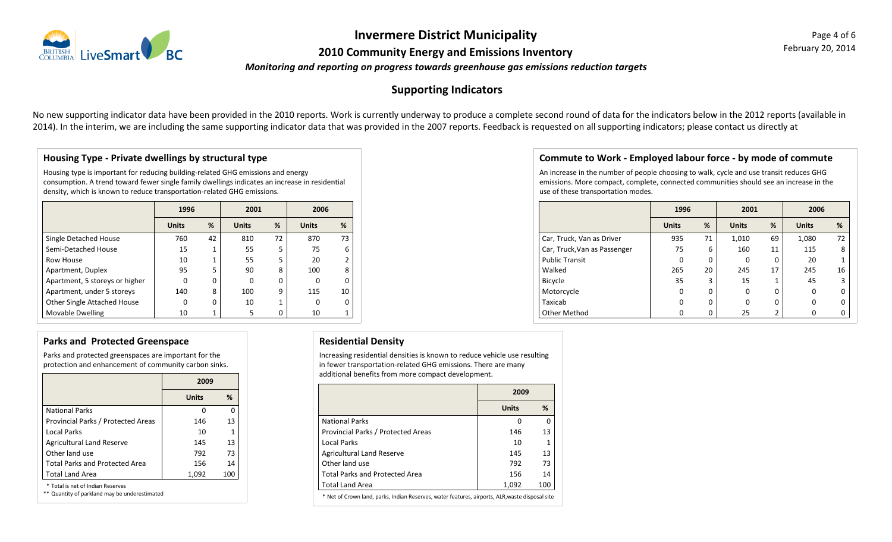# Invermere District Municipality

## 2010 Community Energy and Emissions Inventory

*Monitoring and reporting on progress towards greenhouse gas emissions reduction targets*

## Supporting Indicators

No new supporting indicator data have been provided in the 2010 reports. Work is currently underway to produce a complete second round of data for the indicators below in the 2012 reports (available in 2014). In the interim, we are including the same supporting indicator data that was provided in the 2007 reports. Feedback is requested on all supporting indicators; please contact us directly at

### Housing Type - Private dwellings by structural type

Housing type is important for reducing building-related GHG emissions and energy consumption. A trend toward fewer single family dwellings indicates an increase in residential density, which is known to reduce transportation-related GHG emissions.

| | 1996 | | 2001 | | 2006 | |
|---|---|---|---|---|---|---|
| | **Units** | **%** | **Units** | **%** | **Units** | **%** |
| Single Detached House | 760 | 42 | 810 | 72 | 870 | 73 |
| Semi-Detached House | 15 | 1 | 55 | 5 | 75 | 6 |
| Row House | 10 | 1 | 55 | 5 | 20 | 2 |
| Apartment, Duplex | 95 | 5 | 90 | 8 | 100 | 8 |
| Apartment, 5 storeys or higher | 0 | 0 | 0 | 0 | 0 | 0 |
| Apartment, under 5 storeys | 140 | 8 | 100 | 9 | 115 | 10 |
| Other Single Attached House | 0 | 0 | 10 | 1 | 0 | 0 |
| Movable Dwelling | 10 | 1 | 5 | 0 | 10 | 1 |

### Commute to Work - Employed labour force - by mode of commute

An increase in the number of people choosing to walk, cycle and use transit reduces GHG emissions. More compact, complete, connected communities should see an increase in the use of these transportation modes.

| | 1996 | | 2001 | | 2006 | |
|---|---|---|---|---|---|---|
| | **Units** | **%** | **Units** | **%** | **Units** | **%** |
| Car, Truck, Van as Driver | 935 | 71 | 1,010 | 69 | 1,080 | 72 |
| Car, Truck,Van as Passenger | 75 | 6 | 160 | 11 | 115 | 8 |
| Public Transit | 0 | 0 | 0 | 0 | 20 | 1 |
| Walked | 265 | 20 | 245 | 17 | 245 | 16 |
| Bicycle | 35 | 3 | 15 | 1 | 45 | 3 |
| Motorcycle | 0 | 0 | 0 | 0 | 0 | 0 |
| Taxicab | 0 | 0 | 0 | 0 | 0 | 0 |
| Other Method | 0 | 0 | 25 | 2 | 0 | 0 |

### Parks and Protected Greenspace

Parks and protected greenspaces are important for the protection and enhancement of community carbon sinks.

| | 2009 | |
|---|---|---|
| | **Units** | **%** |
| National Parks | 0 | 0 |
| Provincial Parks / Protected Areas | 146 | 13 |
| Local Parks | 10 | 1 |
| Agricultural Land Reserve | 145 | 13 |
| Other land use | 792 | 73 |
| Total Parks and Protected Area | 156 | 14 |
| Total Land Area | 1,092 | 100 |

\* Total is net of Indian Reserves

\*\* Quantity of parkland may be underestimated

### Residential Density

Increasing residential densities is known to reduce vehicle use resulting in fewer transportation-related GHG emissions. There are many additional benefits from more compact development.

| | 2009 | |
|---|---|---|
| | **Units** | **%** |
| National Parks | 0 | 0 |
| Provincial Parks / Protected Areas | 146 | 13 |
| Local Parks | 10 | 1 |
| Agricultural Land Reserve | 145 | 13 |
| Other land use | 792 | 73 |
| Total Parks and Protected Area | 156 | 14 |
| Total Land Area | 1,092 | 100 |

\* Net of Crown land, parks, Indian Reserves, water features, airports, ALR,waste disposal site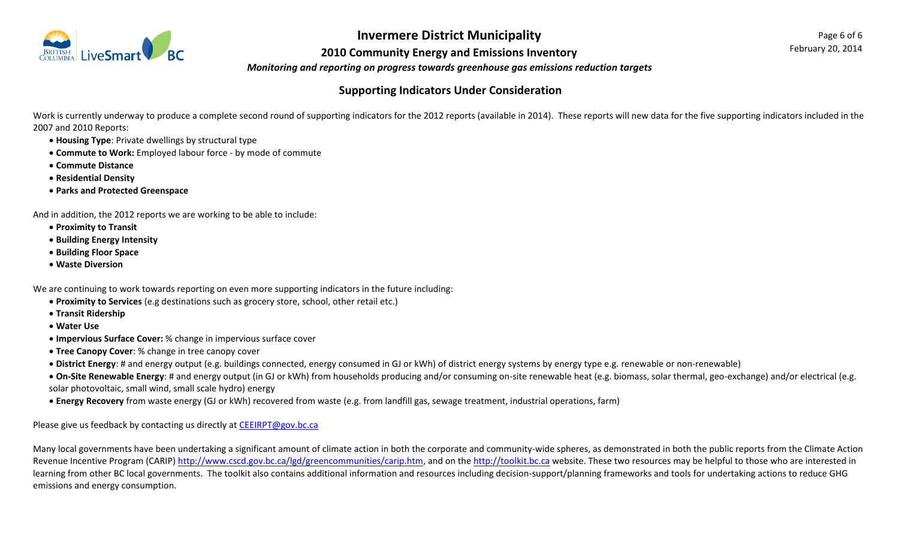## Supporting Indicators Under Consideration

Work is currently underway to produce a complete second round of supporting indicators for the 2012 reports (available in 2014). These reports will new data for the five supporting indicators included in the 2007 and 2010 Reports:

- **Housing Type**: Private dwellings by structural type
- **Commute to Work:** Employed labour force - by mode of commute
- **Commute Distance**
- **Residential Density**
- **Parks and Protected Greenspace**

And in addition, the 2012 reports we are working to be able to include:

- **Proximity to Transit**
- **Building Energy Intensity**
- **Building Floor Space**
- **Waste Diversion**

We are continuing to work towards reporting on even more supporting indicators in the future including:

- **Proximity to Services** (e.g destinations such as grocery store, school, other retail etc.)
- **Transit Ridership**
- **Water Use**
- **Impervious Surface Cover:** % change in impervious surface cover
- **Tree Canopy Cover**: % change in tree canopy cover
- **District Energy**: # and energy output (e.g. buildings connected, energy consumed in GJ or kWh) of district energy systems by energy type e.g. renewable or non-renewable)
- **On-Site Renewable Energy**: # and energy output (in GJ or kWh) from households producing and/or consuming on-site renewable heat (e.g. biomass, solar thermal, geo-exchange) and/or electrical (e.g. solar photovoltaic, small wind, small scale hydro) energy
- **Energy Recovery** from waste energy (GJ or kWh) recovered from waste (e.g. from landfill gas, sewage treatment, industrial operations, farm)

Please give us feedback by contacting us directly at CEEIRPT@gov.bc.ca

Many local governments have been undertaking a significant amount of climate action in both the corporate and community-wide spheres, as demonstrated in both the public reports from the Climate Action Revenue Incentive Program (CARIP) http://www.cscd.gov.bc.ca/lgd/greencommunities/carip.htm, and on the http://toolkit.bc.ca website. These two resources may be helpful to those who are interested in learning from other BC local governments. The toolkit also contains additional information and resources including decision-support/planning frameworks and tools for undertaking actions to reduce GHG emissions and energy consumption.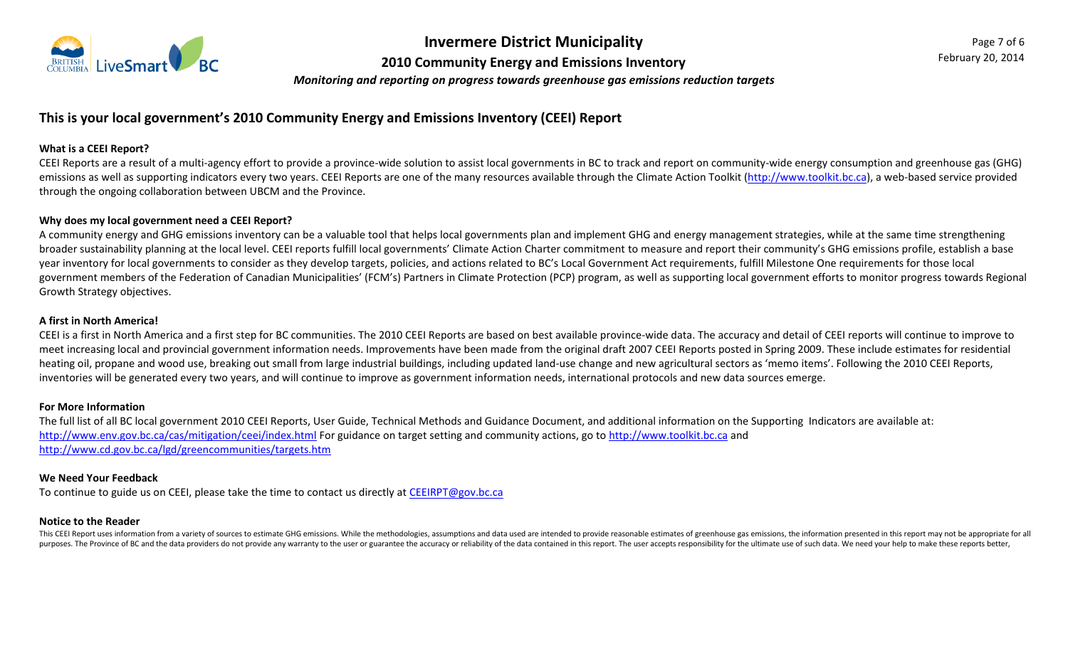## This is your local government's 2010 Community Energy and Emissions Inventory (CEEI) Report

**What is a CEEI Report?**

CEEI Reports are a result of a multi-agency effort to provide a province-wide solution to assist local governments in BC to track and report on community-wide energy consumption and greenhouse gas (GHG) emissions as well as supporting indicators every two years. CEEI Reports are one of the many resources available through the Climate Action Toolkit (http://www.toolkit.bc.ca), a web-based service provided through the ongoing collaboration between UBCM and the Province.

**Why does my local government need a CEEI Report?**

A community energy and GHG emissions inventory can be a valuable tool that helps local governments plan and implement GHG and energy management strategies, while at the same time strengthening broader sustainability planning at the local level. CEEI reports fulfill local governments' Climate Action Charter commitment to measure and report their community's GHG emissions profile, establish a base year inventory for local governments to consider as they develop targets, policies, and actions related to BC's Local Government Act requirements, fulfill Milestone One requirements for those local government members of the Federation of Canadian Municipalities' (FCM's) Partners in Climate Protection (PCP) program, as well as supporting local government efforts to monitor progress towards Regional Growth Strategy objectives.

**A first in North America!**

CEEI is a first in North America and a first step for BC communities. The 2010 CEEI Reports are based on best available province-wide data. The accuracy and detail of CEEI reports will continue to improve to meet increasing local and provincial government information needs. Improvements have been made from the original draft 2007 CEEI Reports posted in Spring 2009. These include estimates for residential heating oil, propane and wood use, breaking out small from large industrial buildings, including updated land-use change and new agricultural sectors as 'memo items'. Following the 2010 CEEI Reports, inventories will be generated every two years, and will continue to improve as government information needs, international protocols and new data sources emerge.

**For More Information**

The full list of all BC local government 2010 CEEI Reports, User Guide, Technical Methods and Guidance Document, and additional information on the Supporting Indicators are available at: http://www.env.gov.bc.ca/cas/mitigation/ceei/index.html For guidance on target setting and community actions, go to http://www.toolkit.bc.ca and http://www.cd.gov.bc.ca/lgd/greencommunities/targets.htm

**We Need Your Feedback**

To continue to guide us on CEEI, please take the time to contact us directly at CEEIRPT@gov.bc.ca

**Notice to the Reader**

This CEEI Report uses information from a variety of sources to estimate GHG emissions. While the methodologies, assumptions and data used are intended to provide reasonable estimates of greenhouse gas emissions, the information presented in this report may not be appropriate for all purposes. The Province of BC and the data providers do not provide any warranty to the user or guarantee the accuracy or reliability of the data contained in this report. The user accepts responsibility for the ultimate use of such data. We need your help to make these reports better,